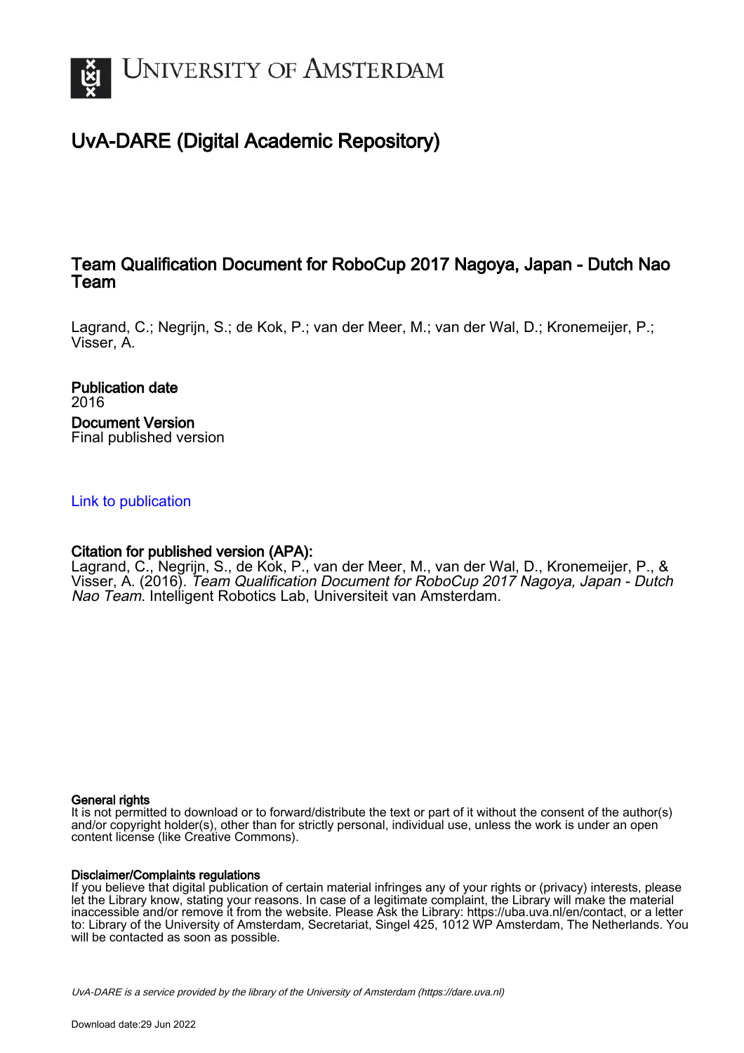UNIVERSITY OF AMSTERDAM

# UvA-DARE (Digital Academic Repository)

## Team Qualification Document for RoboCup 2017 Nagoya, Japan - Dutch Nao Team

Lagrand, C.; Negrijn, S.; de Kok, P.; van der Meer, M.; van der Wal, D.; Kronemeijer, P.; Visser, A.

**Publication date**
2016

**Document Version**
Final published version

[Link to publication](#)

**Citation for published version (APA):**
Lagrand, C., Negrijn, S., de Kok, P., van der Meer, M., van der Wal, D., Kronemeijer, P., & Visser, A. (2016). *Team Qualification Document for RoboCup 2017 Nagoya, Japan - Dutch Nao Team*. Intelligent Robotics Lab, Universiteit van Amsterdam.

**General rights**
It is not permitted to download or to forward/distribute the text or part of it without the consent of the author(s) and/or copyright holder(s), other than for strictly personal, individual use, unless the work is under an open content license (like Creative Commons).

**Disclaimer/Complaints regulations**
If you believe that digital publication of certain material infringes any of your rights or (privacy) interests, please let the Library know, stating your reasons. In case of a legitimate complaint, the Library will make the material inaccessible and/or remove it from the website. Please Ask the Library: https://uba.uva.nl/en/contact, or a letter to: Library of the University of Amsterdam, Secretariat, Singel 425, 1012 WP Amsterdam, The Netherlands. You will be contacted as soon as possible.

*UvA-DARE is a service provided by the library of the University of Amsterdam (https://dare.uva.nl)*

Download date:29 Jun 2022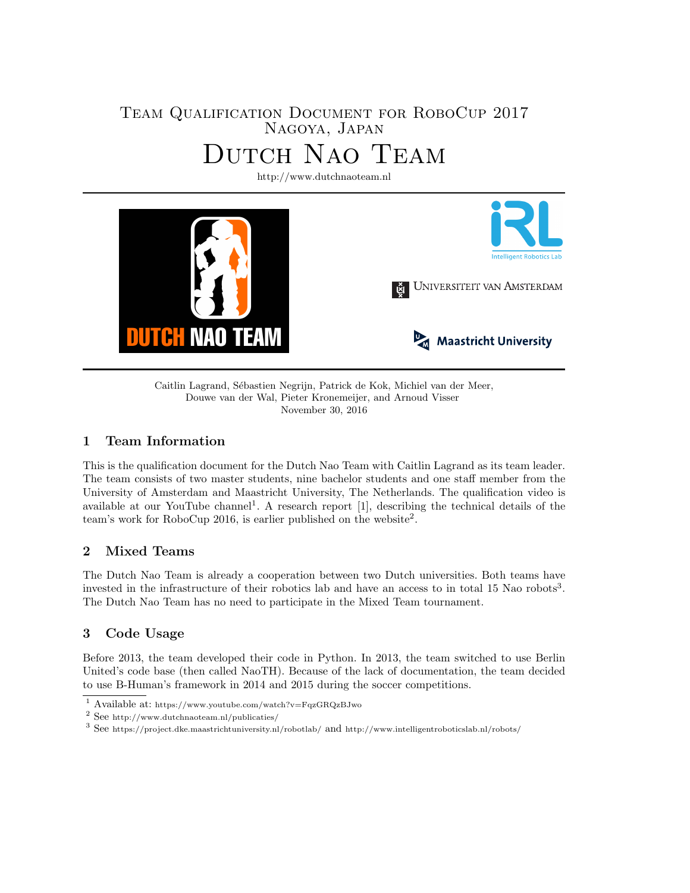Team Qualification Document for RoboCup 2017
Nagoya, Japan

# Dutch Nao Team

http://www.dutchnaoteam.nl

Caitlin Lagrand, Sébastien Negrijn, Patrick de Kok, Michiel van der Meer, Douwe van der Wal, Pieter Kronemeijer, and Arnoud Visser

November 30, 2016

## 1 Team Information

This is the qualification document for the Dutch Nao Team with Caitlin Lagrand as its team leader. The team consists of two master students, nine bachelor students and one staff member from the University of Amsterdam and Maastricht University, The Netherlands. The qualification video is available at our YouTube channel[1]. A research report [1], describing the technical details of the team's work for RoboCup 2016, is earlier published on the website[2].

## 2 Mixed Teams

The Dutch Nao Team is already a cooperation between two Dutch universities. Both teams have invested in the infrastructure of their robotics lab and have an access to in total 15 Nao robots[3]. The Dutch Nao Team has no need to participate in the Mixed Team tournament.

## 3 Code Usage

Before 2013, the team developed their code in Python. In 2013, the team switched to use Berlin United's code base (then called NaoTH). Because of the lack of documentation, the team decided to use B-Human's framework in 2014 and 2015 during the soccer competitions.

[1] Available at: https://www.youtube.com/watch?v=FqzGRQzBJwo

[2] See http://www.dutchnaoteam.nl/publicaties/

[3] See https://project.dke.maastrichtuniversity.nl/robotlab/ and http://www.intelligentroboticslab.nl/robots/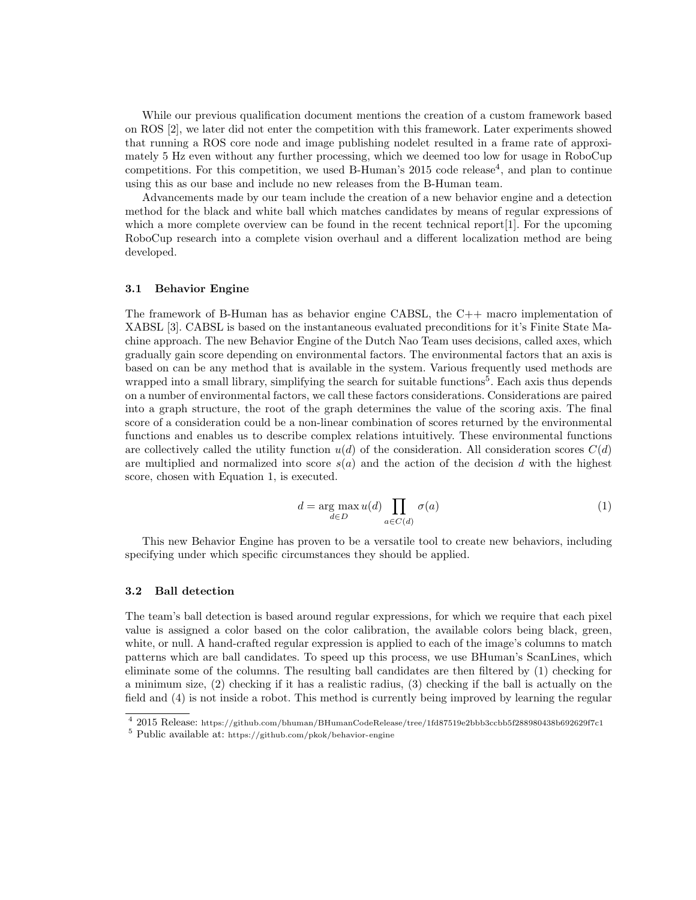While our previous qualification document mentions the creation of a custom framework based on ROS [2], we later did not enter the competition with this framework. Later experiments showed that running a ROS core node and image publishing nodelet resulted in a frame rate of approximately 5 Hz even without any further processing, which we deemed too low for usage in RoboCup competitions. For this competition, we used B-Human's 2015 code release[4], and plan to continue using this as our base and include no new releases from the B-Human team.

Advancements made by our team include the creation of a new behavior engine and a detection method for the black and white ball which matches candidates by means of regular expressions of which a more complete overview can be found in the recent technical report[1]. For the upcoming RoboCup research into a complete vision overhaul and a different localization method are being developed.

### 3.1 Behavior Engine

The framework of B-Human has as behavior engine CABSL, the C++ macro implementation of XABSL [3]. CABSL is based on the instantaneous evaluated preconditions for it's Finite State Machine approach. The new Behavior Engine of the Dutch Nao Team uses decisions, called axes, which gradually gain score depending on environmental factors. The environmental factors that an axis is based on can be any method that is available in the system. Various frequently used methods are wrapped into a small library, simplifying the search for suitable functions[5]. Each axis thus depends on a number of environmental factors, we call these factors considerations. Considerations are paired into a graph structure, the root of the graph determines the value of the scoring axis. The final score of a consideration could be a non-linear combination of scores returned by the environmental functions and enables us to describe complex relations intuitively. These environmental functions are collectively called the utility function $u(d)$ of the consideration. All consideration scores $C(d)$ are multiplied and normalized into score $s(a)$ and the action of the decision $d$ with the highest score, chosen with Equation 1, is executed.

$$d = \arg\max_{d \in D} u(d) \prod_{a \in C(d)} \sigma(a) \tag{1}$$

This new Behavior Engine has proven to be a versatile tool to create new behaviors, including specifying under which specific circumstances they should be applied.

### 3.2 Ball detection

The team's ball detection is based around regular expressions, for which we require that each pixel value is assigned a color based on the color calibration, the available colors being black, green, white, or null. A hand-crafted regular expression is applied to each of the image's columns to match patterns which are ball candidates. To speed up this process, we use BHuman's ScanLines, which eliminate some of the columns. The resulting ball candidates are then filtered by (1) checking for a minimum size, (2) checking if it has a realistic radius, (3) checking if the ball is actually on the field and (4) is not inside a robot. This method is currently being improved by learning the regular

---

[4] 2015 Release: https://github.com/bhuman/BHumanCodeRelease/tree/1fd87519e2bbb3ccbb5f288980438b692629f7c1

[5] Public available at: https://github.com/pkok/behavior-engine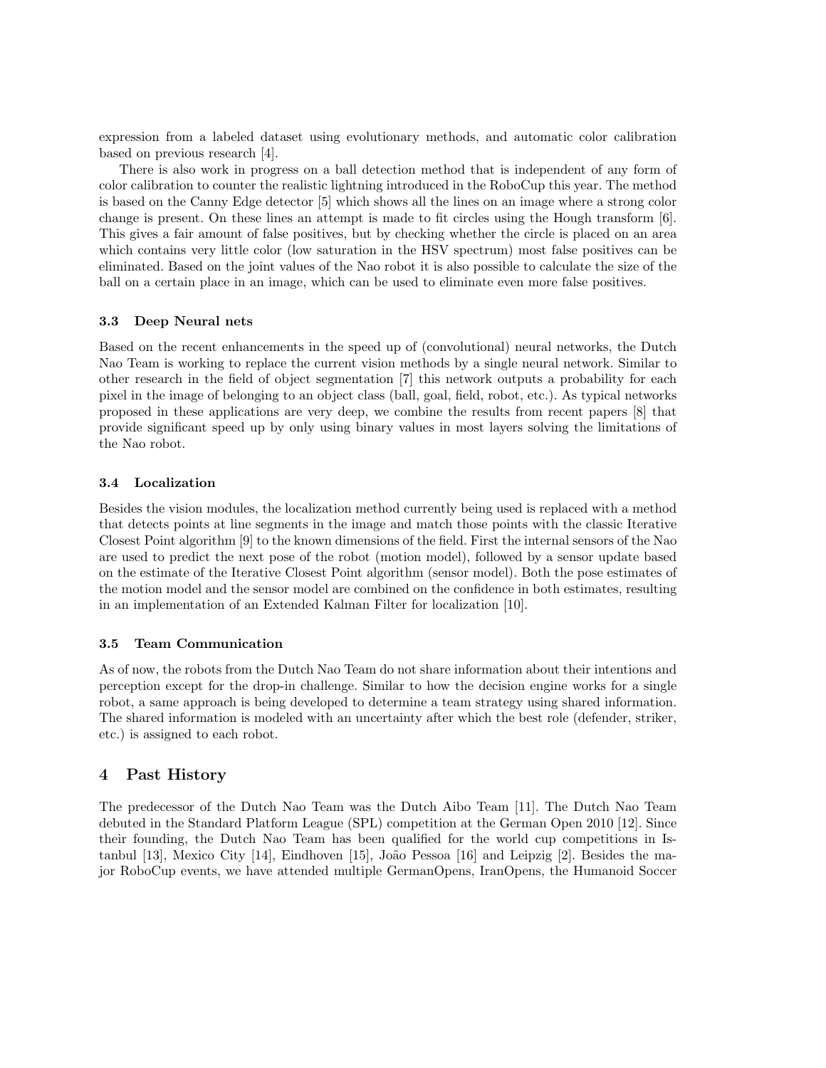expression from a labeled dataset using evolutionary methods, and automatic color calibration based on previous research [4].

There is also work in progress on a ball detection method that is independent of any form of color calibration to counter the realistic lightning introduced in the RoboCup this year. The method is based on the Canny Edge detector [5] which shows all the lines on an image where a strong color change is present. On these lines an attempt is made to fit circles using the Hough transform [6]. This gives a fair amount of false positives, but by checking whether the circle is placed on an area which contains very little color (low saturation in the HSV spectrum) most false positives can be eliminated. Based on the joint values of the Nao robot it is also possible to calculate the size of the ball on a certain place in an image, which can be used to eliminate even more false positives.

### 3.3 Deep Neural nets

Based on the recent enhancements in the speed up of (convolutional) neural networks, the Dutch Nao Team is working to replace the current vision methods by a single neural network. Similar to other research in the field of object segmentation [7] this network outputs a probability for each pixel in the image of belonging to an object class (ball, goal, field, robot, etc.). As typical networks proposed in these applications are very deep, we combine the results from recent papers [8] that provide significant speed up by only using binary values in most layers solving the limitations of the Nao robot.

### 3.4 Localization

Besides the vision modules, the localization method currently being used is replaced with a method that detects points at line segments in the image and match those points with the classic Iterative Closest Point algorithm [9] to the known dimensions of the field. First the internal sensors of the Nao are used to predict the next pose of the robot (motion model), followed by a sensor update based on the estimate of the Iterative Closest Point algorithm (sensor model). Both the pose estimates of the motion model and the sensor model are combined on the confidence in both estimates, resulting in an implementation of an Extended Kalman Filter for localization [10].

### 3.5 Team Communication

As of now, the robots from the Dutch Nao Team do not share information about their intentions and perception except for the drop-in challenge. Similar to how the decision engine works for a single robot, a same approach is being developed to determine a team strategy using shared information. The shared information is modeled with an uncertainty after which the best role (defender, striker, etc.) is assigned to each robot.

## 4 Past History

The predecessor of the Dutch Nao Team was the Dutch Aibo Team [11]. The Dutch Nao Team debuted in the Standard Platform League (SPL) competition at the German Open 2010 [12]. Since their founding, the Dutch Nao Team has been qualified for the world cup competitions in Istanbul [13], Mexico City [14], Eindhoven [15], João Pessoa [16] and Leipzig [2]. Besides the major RoboCup events, we have attended multiple GermanOpens, IranOpens, the Humanoid Soccer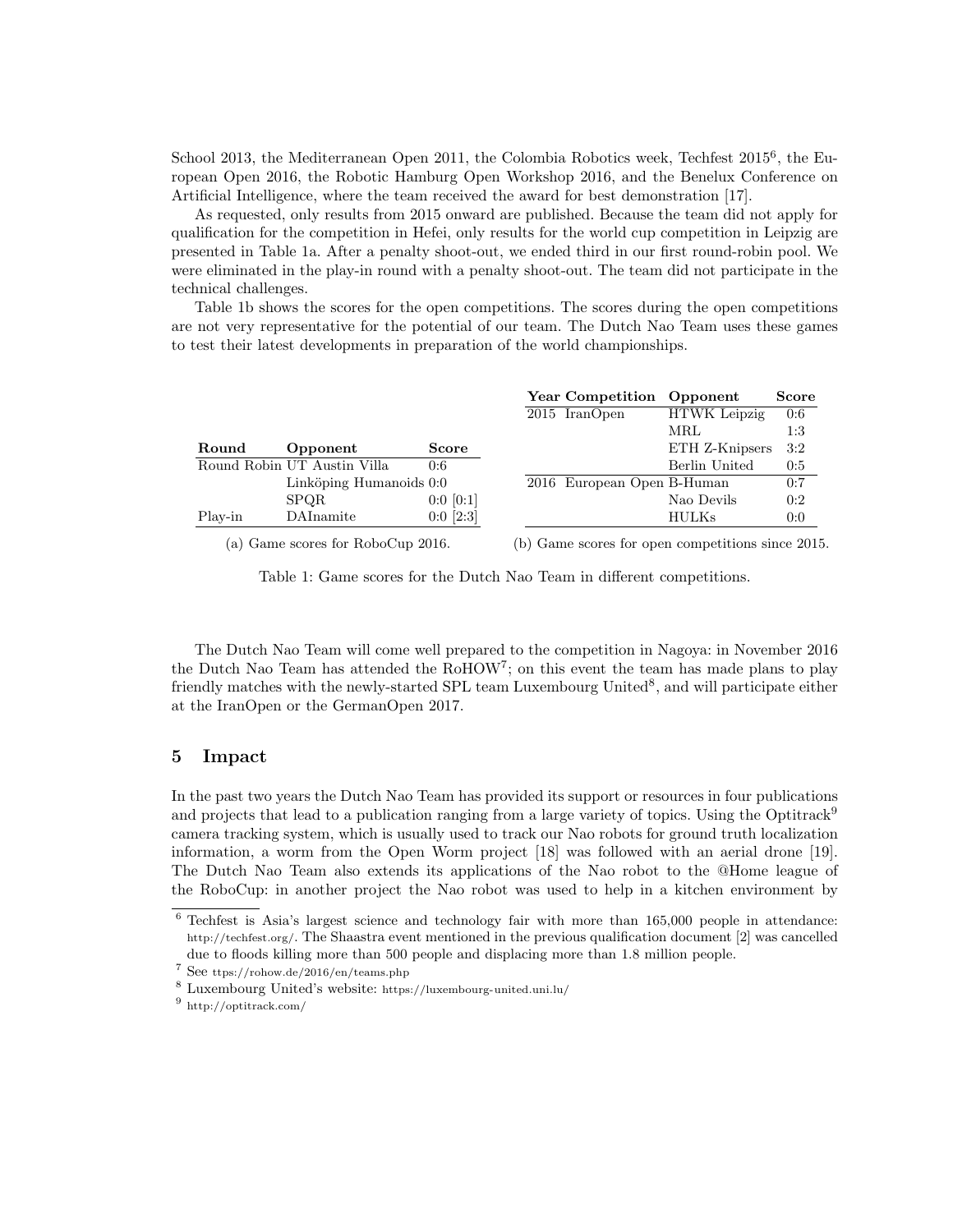School 2013, the Mediterranean Open 2011, the Colombia Robotics week, Techfest 2015[6], the European Open 2016, the Robotic Hamburg Open Workshop 2016, and the Benelux Conference on Artificial Intelligence, where the team received the award for best demonstration [17].

As requested, only results from 2015 onward are published. Because the team did not apply for qualification for the competition in Hefei, only results for the world cup competition in Leipzig are presented in Table 1a. After a penalty shoot-out, we ended third in our first round-robin pool. We were eliminated in the play-in round with a penalty shoot-out. The team did not participate in the technical challenges.

Table 1b shows the scores for the open competitions. The scores during the open competitions are not very representative for the potential of our team. The Dutch Nao Team uses these games to test their latest developments in preparation of the world championships.

| Round | Opponent | Score |
|---|---|---|
| Round Robin | UT Austin Villa | 0:6 |
| | Linköping Humanoids | 0:0 |
| | SPQR | 0:0 [0:1] |
| Play-in | DAInamite | 0:0 [2:3] |

(a) Game scores for RoboCup 2016.

| Year | Competition | Opponent | Score |
|---|---|---|---|
| 2015 | IranOpen | HTWK Leipzig | 0:6 |
| | | MRL | 1:3 |
| | | ETH Z-Knipsers | 3:2 |
| | | Berlin United | 0:5 |
| 2016 | European Open | B-Human | 0:7 |
| | | Nao Devils | 0:2 |
| | | HULKs | 0:0 |

(b) Game scores for open competitions since 2015.

Table 1: Game scores for the Dutch Nao Team in different competitions.

The Dutch Nao Team will come well prepared to the competition in Nagoya: in November 2016 the Dutch Nao Team has attended the RoHOW[7]; on this event the team has made plans to play friendly matches with the newly-started SPL team Luxembourg United[8], and will participate either at the IranOpen or the GermanOpen 2017.

## 5 Impact

In the past two years the Dutch Nao Team has provided its support or resources in four publications and projects that lead to a publication ranging from a large variety of topics. Using the Optitrack[9] camera tracking system, which is usually used to track our Nao robots for ground truth localization information, a worm from the Open Worm project [18] was followed with an aerial drone [19]. The Dutch Nao Team also extends its applications of the Nao robot to the @Home league of the RoboCup: in another project the Nao robot was used to help in a kitchen environment by

[6] Techfest is Asia's largest science and technology fair with more than 165,000 people in attendance: http://techfest.org/. The Shaastra event mentioned in the previous qualification document [2] was cancelled due to floods killing more than 500 people and displacing more than 1.8 million people.

[7] See ttps://rohow.de/2016/en/teams.php

[8] Luxembourg United's website: https://luxembourg-united.uni.lu/

[9] http://optitrack.com/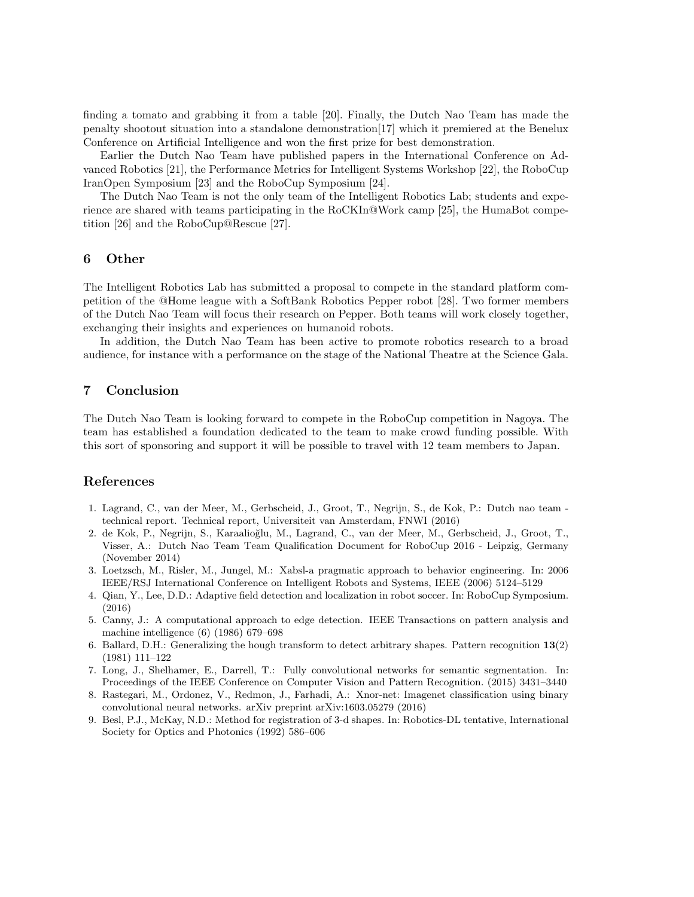finding a tomato and grabbing it from a table [20]. Finally, the Dutch Nao Team has made the penalty shootout situation into a standalone demonstration[17] which it premiered at the Benelux Conference on Artificial Intelligence and won the first prize for best demonstration.

Earlier the Dutch Nao Team have published papers in the International Conference on Advanced Robotics [21], the Performance Metrics for Intelligent Systems Workshop [22], the RoboCup IranOpen Symposium [23] and the RoboCup Symposium [24].

The Dutch Nao Team is not the only team of the Intelligent Robotics Lab; students and experience are shared with teams participating in the RoCKIn@Work camp [25], the HumaBot competition [26] and the RoboCup@Rescue [27].

## 6 Other

The Intelligent Robotics Lab has submitted a proposal to compete in the standard platform competition of the @Home league with a SoftBank Robotics Pepper robot [28]. Two former members of the Dutch Nao Team will focus their research on Pepper. Both teams will work closely together, exchanging their insights and experiences on humanoid robots.

In addition, the Dutch Nao Team has been active to promote robotics research to a broad audience, for instance with a performance on the stage of the National Theatre at the Science Gala.

## 7 Conclusion

The Dutch Nao Team is looking forward to compete in the RoboCup competition in Nagoya. The team has established a foundation dedicated to the team to make crowd funding possible. With this sort of sponsoring and support it will be possible to travel with 12 team members to Japan.

## References

1. Lagrand, C., van der Meer, M., Gerbscheid, J., Groot, T., Negrijn, S., de Kok, P.: Dutch nao team - technical report. Technical report, Universiteit van Amsterdam, FNWI (2016)
2. de Kok, P., Negrijn, S., Karaalioğlu, M., Lagrand, C., van der Meer, M., Gerbscheid, J., Groot, T., Visser, A.: Dutch Nao Team Team Qualification Document for RoboCup 2016 - Leipzig, Germany (November 2014)
3. Loetzsch, M., Risler, M., Jungel, M.: Xabsl-a pragmatic approach to behavior engineering. In: 2006 IEEE/RSJ International Conference on Intelligent Robots and Systems, IEEE (2006) 5124–5129
4. Qian, Y., Lee, D.D.: Adaptive field detection and localization in robot soccer. In: RoboCup Symposium. (2016)
5. Canny, J.: A computational approach to edge detection. IEEE Transactions on pattern analysis and machine intelligence (6) (1986) 679–698
6. Ballard, D.H.: Generalizing the hough transform to detect arbitrary shapes. Pattern recognition **13**(2) (1981) 111–122
7. Long, J., Shelhamer, E., Darrell, T.: Fully convolutional networks for semantic segmentation. In: Proceedings of the IEEE Conference on Computer Vision and Pattern Recognition. (2015) 3431–3440
8. Rastegari, M., Ordonez, V., Redmon, J., Farhadi, A.: Xnor-net: Imagenet classification using binary convolutional neural networks. arXiv preprint arXiv:1603.05279 (2016)
9. Besl, P.J., McKay, N.D.: Method for registration of 3-d shapes. In: Robotics-DL tentative, International Society for Optics and Photonics (1992) 586–606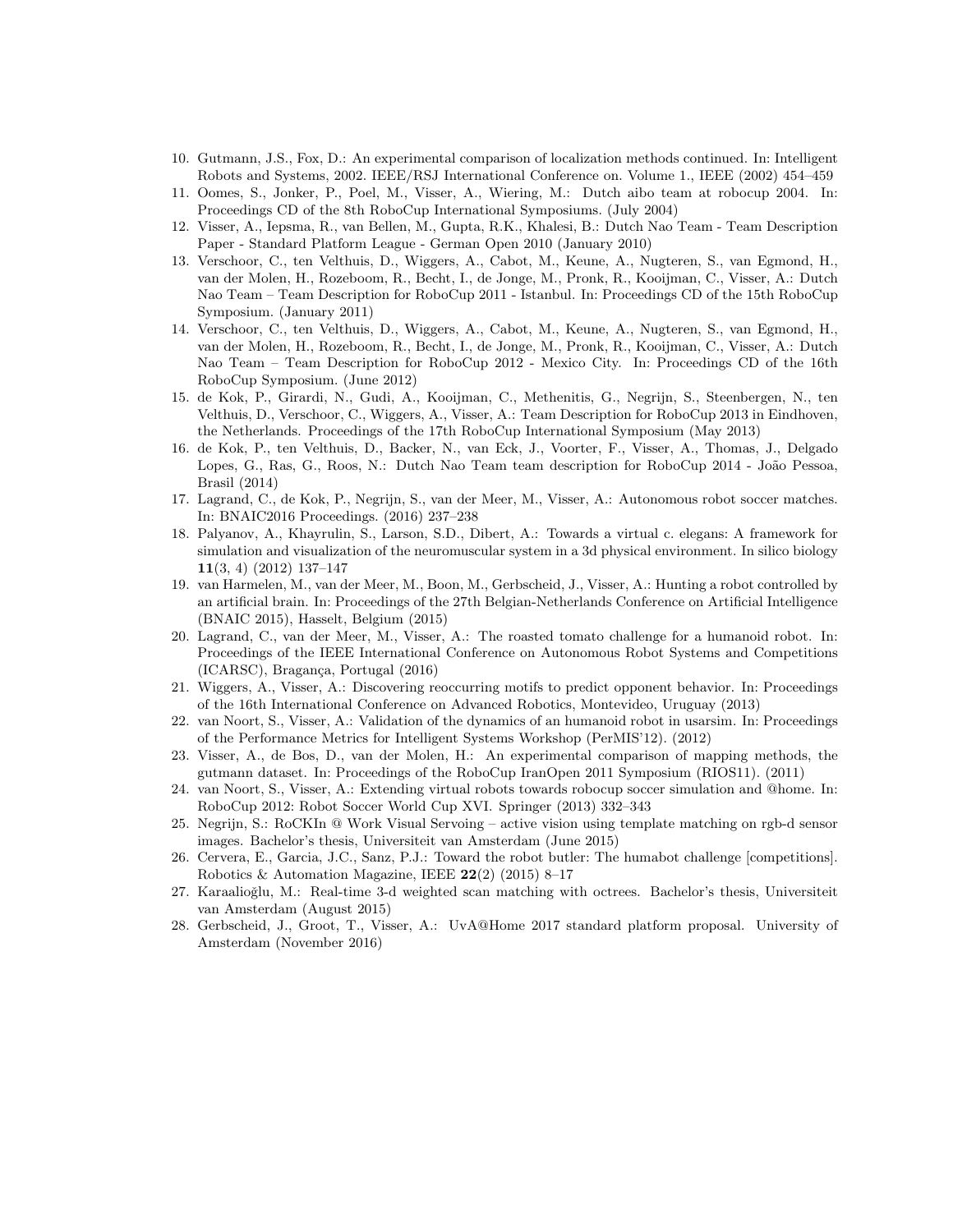10. Gutmann, J.S., Fox, D.: An experimental comparison of localization methods continued. In: Intelligent Robots and Systems, 2002. IEEE/RSJ International Conference on. Volume 1., IEEE (2002) 454–459
11. Oomes, S., Jonker, P., Poel, M., Visser, A., Wiering, M.: Dutch aibo team at robocup 2004. In: Proceedings CD of the 8th RoboCup International Symposiums. (July 2004)
12. Visser, A., Iepsma, R., van Bellen, M., Gupta, R.K., Khalesi, B.: Dutch Nao Team - Team Description Paper - Standard Platform League - German Open 2010 (January 2010)
13. Verschoor, C., ten Velthuis, D., Wiggers, A., Cabot, M., Keune, A., Nugteren, S., van Egmond, H., van der Molen, H., Rozeboom, R., Becht, I., de Jonge, M., Pronk, R., Kooijman, C., Visser, A.: Dutch Nao Team – Team Description for RoboCup 2011 - Istanbul. In: Proceedings CD of the 15th RoboCup Symposium. (January 2011)
14. Verschoor, C., ten Velthuis, D., Wiggers, A., Cabot, M., Keune, A., Nugteren, S., van Egmond, H., van der Molen, H., Rozeboom, R., Becht, I., de Jonge, M., Pronk, R., Kooijman, C., Visser, A.: Dutch Nao Team – Team Description for RoboCup 2012 - Mexico City. In: Proceedings CD of the 16th RoboCup Symposium. (June 2012)
15. de Kok, P., Girardi, N., Gudi, A., Kooijman, C., Methenitis, G., Negrijn, S., Steenbergen, N., ten Velthuis, D., Verschoor, C., Wiggers, A., Visser, A.: Team Description for RoboCup 2013 in Eindhoven, the Netherlands. Proceedings of the 17th RoboCup International Symposium (May 2013)
16. de Kok, P., ten Velthuis, D., Backer, N., van Eck, J., Voorter, F., Visser, A., Thomas, J., Delgado Lopes, G., Ras, G., Roos, N.: Dutch Nao Team team description for RoboCup 2014 - João Pessoa, Brasil (2014)
17. Lagrand, C., de Kok, P., Negrijn, S., van der Meer, M., Visser, A.: Autonomous robot soccer matches. In: BNAIC2016 Proceedings. (2016) 237–238
18. Palyanov, A., Khayrulin, S., Larson, S.D., Dibert, A.: Towards a virtual c. elegans: A framework for simulation and visualization of the neuromuscular system in a 3d physical environment. In silico biology **11**(3, 4) (2012) 137–147
19. van Harmelen, M., van der Meer, M., Boon, M., Gerbscheid, J., Visser, A.: Hunting a robot controlled by an artificial brain. In: Proceedings of the 27th Belgian-Netherlands Conference on Artificial Intelligence (BNAIC 2015), Hasselt, Belgium (2015)
20. Lagrand, C., van der Meer, M., Visser, A.: The roasted tomato challenge for a humanoid robot. In: Proceedings of the IEEE International Conference on Autonomous Robot Systems and Competitions (ICARSC), Bragança, Portugal (2016)
21. Wiggers, A., Visser, A.: Discovering reoccurring motifs to predict opponent behavior. In: Proceedings of the 16th International Conference on Advanced Robotics, Montevideo, Uruguay (2013)
22. van Noort, S., Visser, A.: Validation of the dynamics of an humanoid robot in usarsim. In: Proceedings of the Performance Metrics for Intelligent Systems Workshop (PerMIS'12). (2012)
23. Visser, A., de Bos, D., van der Molen, H.: An experimental comparison of mapping methods, the gutmann dataset. In: Proceedings of the RoboCup IranOpen 2011 Symposium (RIOS11). (2011)
24. van Noort, S., Visser, A.: Extending virtual robots towards robocup soccer simulation and @home. In: RoboCup 2012: Robot Soccer World Cup XVI. Springer (2013) 332–343
25. Negrijn, S.: RoCKIn @ Work Visual Servoing – active vision using template matching on rgb-d sensor images. Bachelor's thesis, Universiteit van Amsterdam (June 2015)
26. Cervera, E., Garcia, J.C., Sanz, P.J.: Toward the robot butler: The humabot challenge [competitions]. Robotics & Automation Magazine, IEEE **22**(2) (2015) 8–17
27. Karaalioğlu, M.: Real-time 3-d weighted scan matching with octrees. Bachelor's thesis, Universiteit van Amsterdam (August 2015)
28. Gerbscheid, J., Groot, T., Visser, A.: UvA@Home 2017 standard platform proposal. University of Amsterdam (November 2016)